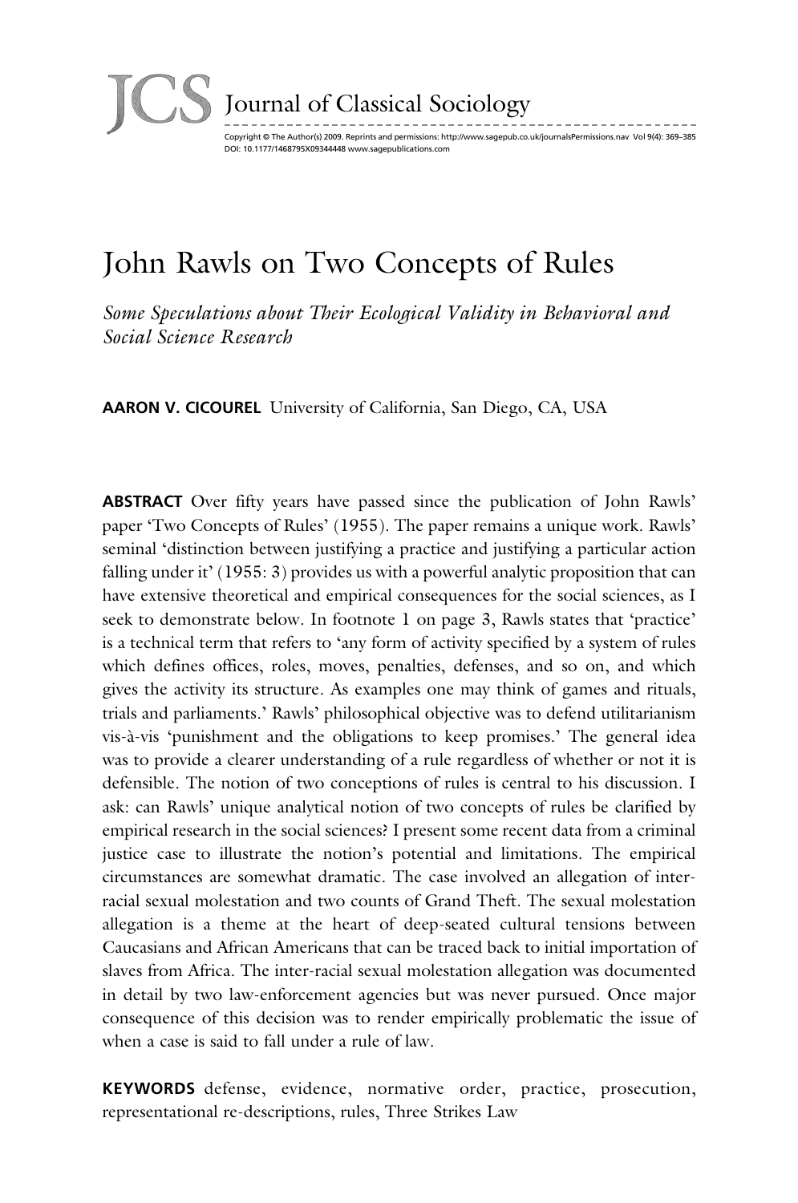# John Rawls on Two Concepts of Rules

*Some Speculations about Their Ecological Validity in Behavioral and Social Science Research*

**AARON V. CICOUREL** University of California, San Diego, CA, USA

**ABSTRACT** Over fifty years have passed since the publication of John Rawls' paper 'Two Concepts of Rules' (1955). The paper remains a unique work. Rawls' seminal 'distinction between justifying a practice and justifying a particular action falling under it' (1955: 3) provides us with a powerful analytic proposition that can have extensive theoretical and empirical consequences for the social sciences, as I seek to demonstrate below. In footnote 1 on page 3, Rawls states that 'practice' is a technical term that refers to 'any form of activity specified by a system of rules which defines offices, roles, moves, penalties, defenses, and so on, and which gives the activity its structure. As examples one may think of games and rituals, trials and parliaments.' Rawls' philosophical objective was to defend utilitarianism vis-à-vis 'punishment and the obligations to keep promises.' The general idea was to provide a clearer understanding of a rule regardless of whether or not it is defensible. The notion of two conceptions of rules is central to his discussion. I ask: can Rawls' unique analytical notion of two concepts of rules be clarified by empirical research in the social sciences? I present some recent data from a criminal justice case to illustrate the notion's potential and limitations. The empirical circumstances are somewhat dramatic. The case involved an allegation of inter-racial sexual molestation and two counts of Grand Theft. The sexual molestation allegation is a theme at the heart of deep-seated cultural tensions between Caucasians and African Americans that can be traced back to initial importation of slaves from Africa. The inter-racial sexual molestation allegation was documented in detail by two law-enforcement agencies but was never pursued. Once major consequence of this decision was to render empirically problematic the issue of when a case is said to fall under a rule of law.

**KEYWORDS** defense, evidence, normative order, practice, prosecution, representational re-descriptions, rules, Three Strikes Law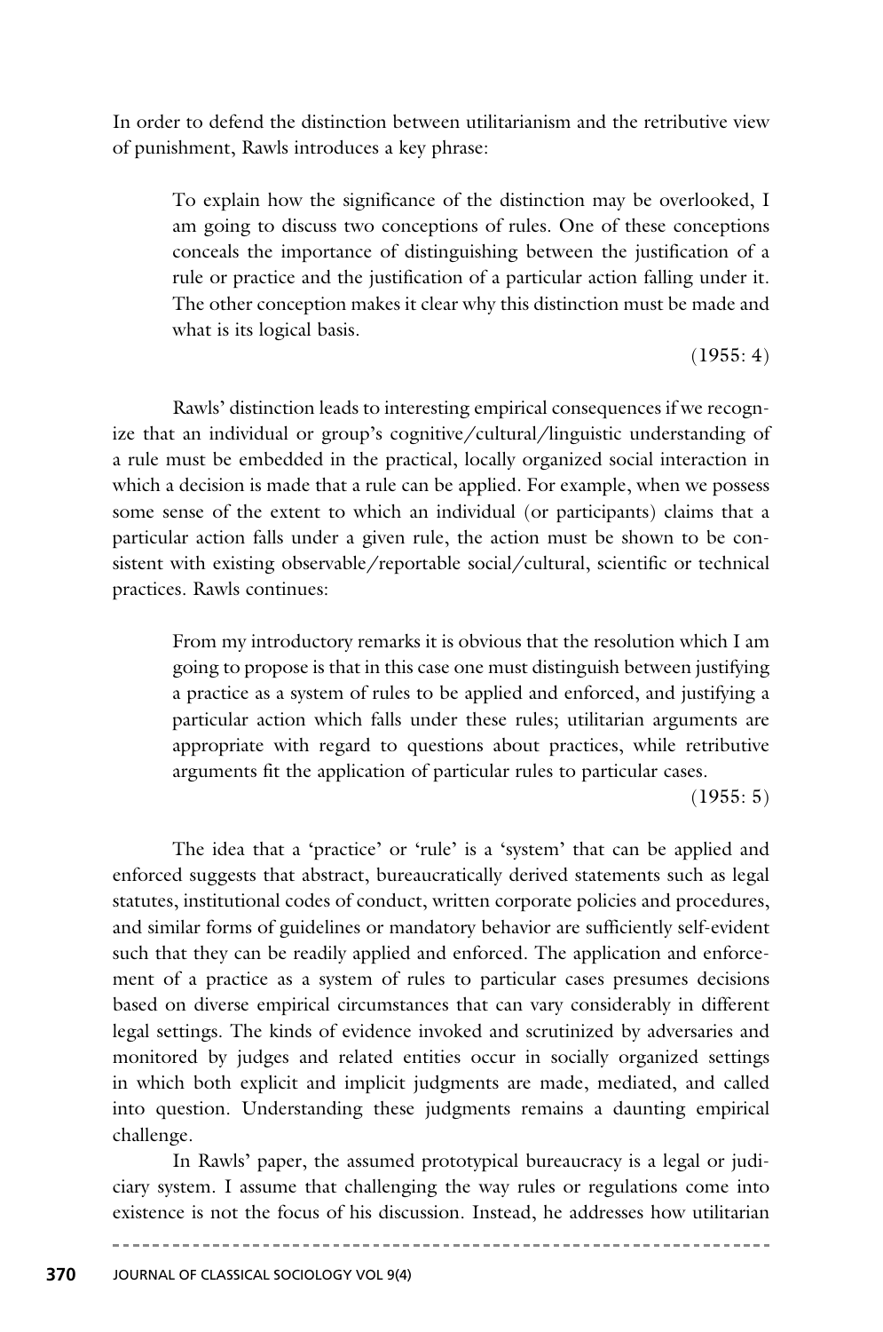In order to defend the distinction between utilitarianism and the retributive view of punishment, Rawls introduces a key phrase:

> To explain how the significance of the distinction may be overlooked, I am going to discuss two conceptions of rules. One of these conceptions conceals the importance of distinguishing between the justification of a rule or practice and the justification of a particular action falling under it. The other conception makes it clear why this distinction must be made and what is its logical basis.
>
> (1955: 4)

Rawls' distinction leads to interesting empirical consequences if we recognize that an individual or group's cognitive/cultural/linguistic understanding of a rule must be embedded in the practical, locally organized social interaction in which a decision is made that a rule can be applied. For example, when we possess some sense of the extent to which an individual (or participants) claims that a particular action falls under a given rule, the action must be shown to be consistent with existing observable/reportable social/cultural, scientific or technical practices. Rawls continues:

> From my introductory remarks it is obvious that the resolution which I am going to propose is that in this case one must distinguish between justifying a practice as a system of rules to be applied and enforced, and justifying a particular action which falls under these rules; utilitarian arguments are appropriate with regard to questions about practices, while retributive arguments fit the application of particular rules to particular cases.
>
> (1955: 5)

The idea that a 'practice' or 'rule' is a 'system' that can be applied and enforced suggests that abstract, bureaucratically derived statements such as legal statutes, institutional codes of conduct, written corporate policies and procedures, and similar forms of guidelines or mandatory behavior are sufficiently self-evident such that they can be readily applied and enforced. The application and enforcement of a practice as a system of rules to particular cases presumes decisions based on diverse empirical circumstances that can vary considerably in different legal settings. The kinds of evidence invoked and scrutinized by adversaries and monitored by judges and related entities occur in socially organized settings in which both explicit and implicit judgments are made, mediated, and called into question. Understanding these judgments remains a daunting empirical challenge.

In Rawls' paper, the assumed prototypical bureaucracy is a legal or judiciary system. I assume that challenging the way rules or regulations come into existence is not the focus of his discussion. Instead, he addresses how utilitarian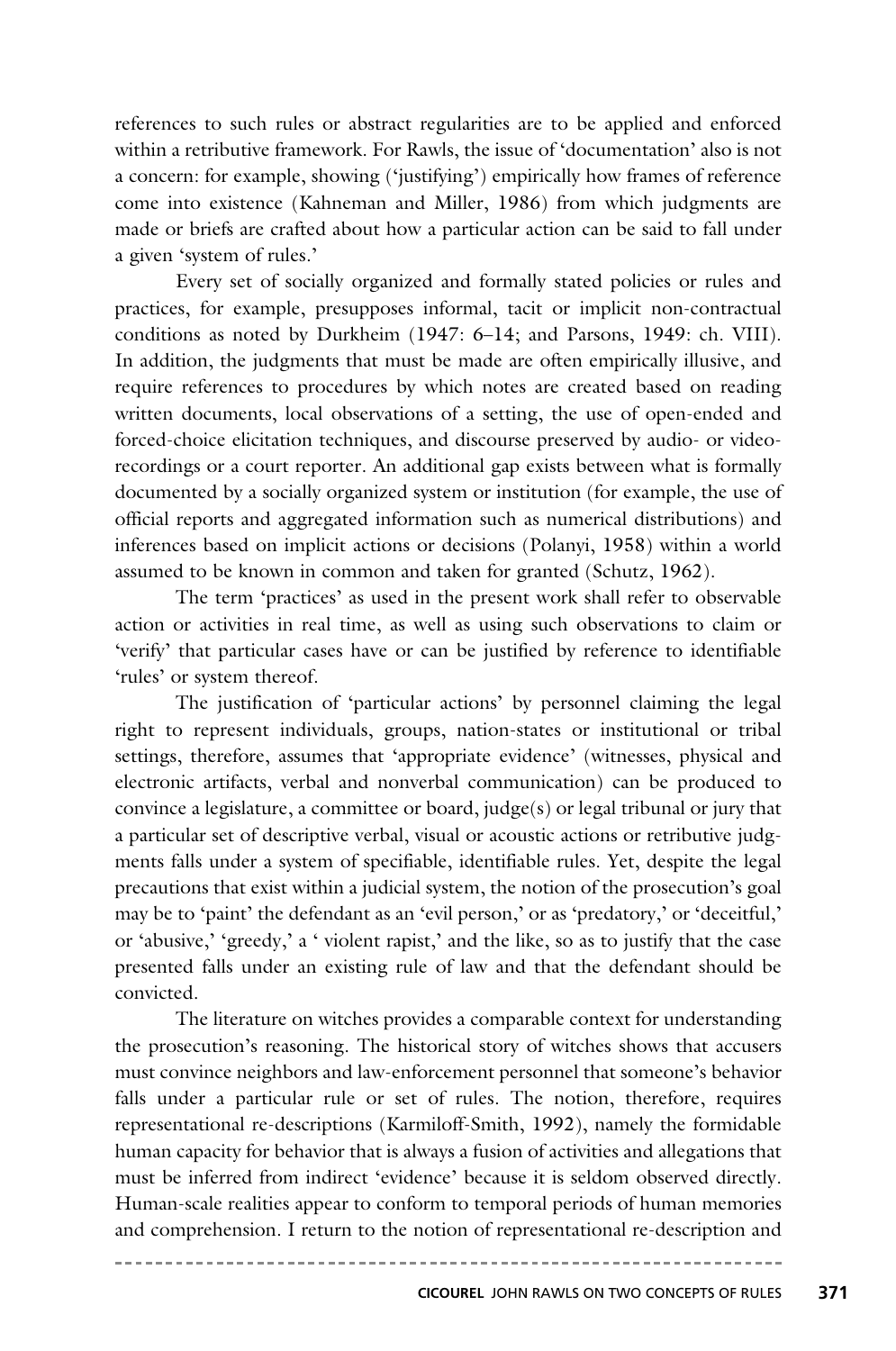references to such rules or abstract regularities are to be applied and enforced within a retributive framework. For Rawls, the issue of 'documentation' also is not a concern: for example, showing ('justifying') empirically how frames of reference come into existence (Kahneman and Miller, 1986) from which judgments are made or briefs are crafted about how a particular action can be said to fall under a given 'system of rules.'

Every set of socially organized and formally stated policies or rules and practices, for example, presupposes informal, tacit or implicit non-contractual conditions as noted by Durkheim (1947: 6–14; and Parsons, 1949: ch. VIII). In addition, the judgments that must be made are often empirically illusive, and require references to procedures by which notes are created based on reading written documents, local observations of a setting, the use of open-ended and forced-choice elicitation techniques, and discourse preserved by audio- or video-recordings or a court reporter. An additional gap exists between what is formally documented by a socially organized system or institution (for example, the use of official reports and aggregated information such as numerical distributions) and inferences based on implicit actions or decisions (Polanyi, 1958) within a world assumed to be known in common and taken for granted (Schutz, 1962).

The term 'practices' as used in the present work shall refer to observable action or activities in real time, as well as using such observations to claim or 'verify' that particular cases have or can be justified by reference to identifiable 'rules' or system thereof.

The justification of 'particular actions' by personnel claiming the legal right to represent individuals, groups, nation-states or institutional or tribal settings, therefore, assumes that 'appropriate evidence' (witnesses, physical and electronic artifacts, verbal and nonverbal communication) can be produced to convince a legislature, a committee or board, judge(s) or legal tribunal or jury that a particular set of descriptive verbal, visual or acoustic actions or retributive judgments falls under a system of specifiable, identifiable rules. Yet, despite the legal precautions that exist within a judicial system, the notion of the prosecution's goal may be to 'paint' the defendant as an 'evil person,' or as 'predatory,' or 'deceitful,' or 'abusive,' 'greedy,' a ' violent rapist,' and the like, so as to justify that the case presented falls under an existing rule of law and that the defendant should be convicted.

The literature on witches provides a comparable context for understanding the prosecution's reasoning. The historical story of witches shows that accusers must convince neighbors and law-enforcement personnel that someone's behavior falls under a particular rule or set of rules. The notion, therefore, requires representational re-descriptions (Karmiloff-Smith, 1992), namely the formidable human capacity for behavior that is always a fusion of activities and allegations that must be inferred from indirect 'evidence' because it is seldom observed directly. Human-scale realities appear to conform to temporal periods of human memories and comprehension. I return to the notion of representational re-description and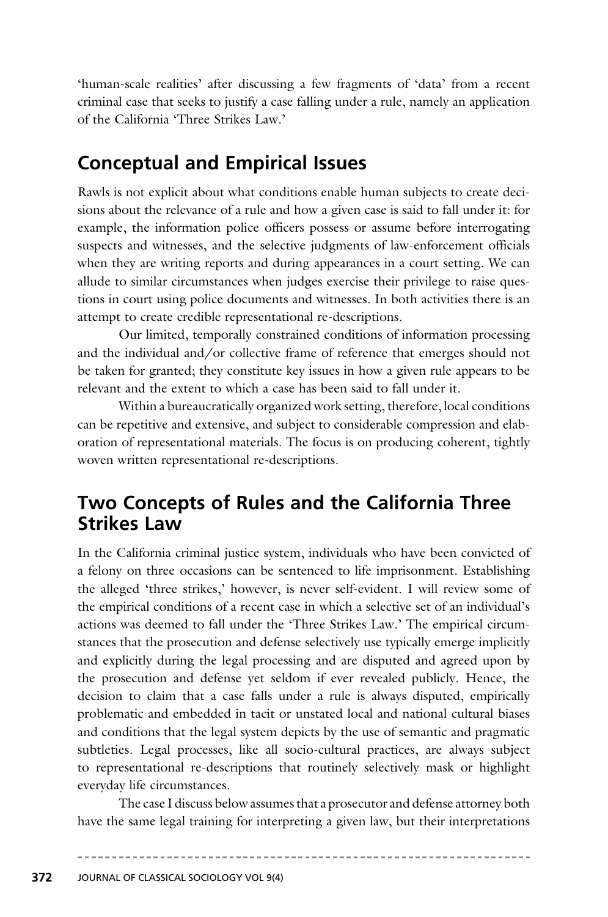'human-scale realities' after discussing a few fragments of 'data' from a recent criminal case that seeks to justify a case falling under a rule, namely an application of the California 'Three Strikes Law.'

## Conceptual and Empirical Issues

Rawls is not explicit about what conditions enable human subjects to create decisions about the relevance of a rule and how a given case is said to fall under it: for example, the information police officers possess or assume before interrogating suspects and witnesses, and the selective judgments of law-enforcement officials when they are writing reports and during appearances in a court setting. We can allude to similar circumstances when judges exercise their privilege to raise questions in court using police documents and witnesses. In both activities there is an attempt to create credible representational re-descriptions.

Our limited, temporally constrained conditions of information processing and the individual and/or collective frame of reference that emerges should not be taken for granted; they constitute key issues in how a given rule appears to be relevant and the extent to which a case has been said to fall under it.

Within a bureaucratically organized work setting, therefore, local conditions can be repetitive and extensive, and subject to considerable compression and elaboration of representational materials. The focus is on producing coherent, tightly woven written representational re-descriptions.

## Two Concepts of Rules and the California Three Strikes Law

In the California criminal justice system, individuals who have been convicted of a felony on three occasions can be sentenced to life imprisonment. Establishing the alleged 'three strikes,' however, is never self-evident. I will review some of the empirical conditions of a recent case in which a selective set of an individual's actions was deemed to fall under the 'Three Strikes Law.' The empirical circumstances that the prosecution and defense selectively use typically emerge implicitly and explicitly during the legal processing and are disputed and agreed upon by the prosecution and defense yet seldom if ever revealed publicly. Hence, the decision to claim that a case falls under a rule is always disputed, empirically problematic and embedded in tacit or unstated local and national cultural biases and conditions that the legal system depicts by the use of semantic and pragmatic subtleties. Legal processes, like all socio-cultural practices, are always subject to representational re-descriptions that routinely selectively mask or highlight everyday life circumstances.

The case I discuss below assumes that a prosecutor and defense attorney both have the same legal training for interpreting a given law, but their interpretations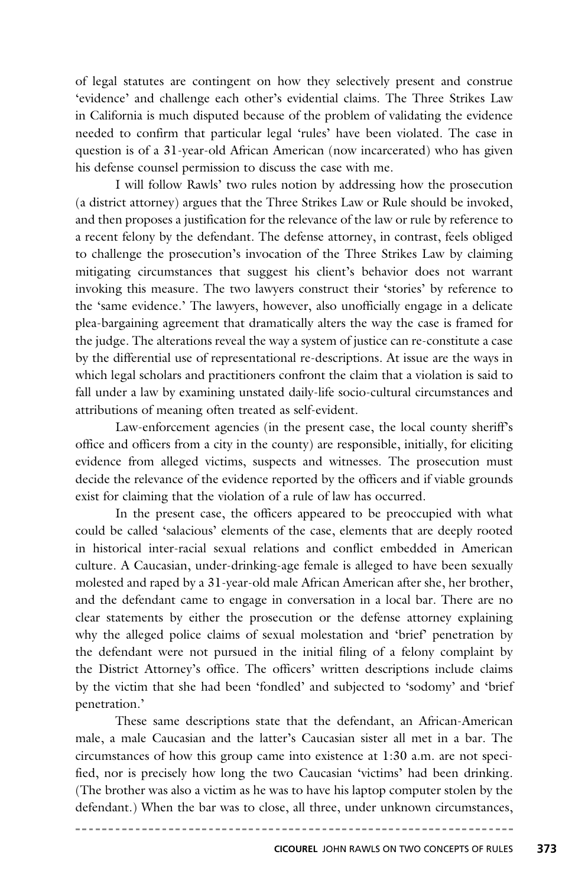of legal statutes are contingent on how they selectively present and construe 'evidence' and challenge each other's evidential claims. The Three Strikes Law in California is much disputed because of the problem of validating the evidence needed to confirm that particular legal 'rules' have been violated. The case in question is of a 31-year-old African American (now incarcerated) who has given his defense counsel permission to discuss the case with me.

I will follow Rawls' two rules notion by addressing how the prosecution (a district attorney) argues that the Three Strikes Law or Rule should be invoked, and then proposes a justification for the relevance of the law or rule by reference to a recent felony by the defendant. The defense attorney, in contrast, feels obliged to challenge the prosecution's invocation of the Three Strikes Law by claiming mitigating circumstances that suggest his client's behavior does not warrant invoking this measure. The two lawyers construct their 'stories' by reference to the 'same evidence.' The lawyers, however, also unofficially engage in a delicate plea-bargaining agreement that dramatically alters the way the case is framed for the judge. The alterations reveal the way a system of justice can re-constitute a case by the differential use of representational re-descriptions. At issue are the ways in which legal scholars and practitioners confront the claim that a violation is said to fall under a law by examining unstated daily-life socio-cultural circumstances and attributions of meaning often treated as self-evident.

Law-enforcement agencies (in the present case, the local county sheriff's office and officers from a city in the county) are responsible, initially, for eliciting evidence from alleged victims, suspects and witnesses. The prosecution must decide the relevance of the evidence reported by the officers and if viable grounds exist for claiming that the violation of a rule of law has occurred.

In the present case, the officers appeared to be preoccupied with what could be called 'salacious' elements of the case, elements that are deeply rooted in historical inter-racial sexual relations and conflict embedded in American culture. A Caucasian, under-drinking-age female is alleged to have been sexually molested and raped by a 31-year-old male African American after she, her brother, and the defendant came to engage in conversation in a local bar. There are no clear statements by either the prosecution or the defense attorney explaining why the alleged police claims of sexual molestation and 'brief' penetration by the defendant were not pursued in the initial filing of a felony complaint by the District Attorney's office. The officers' written descriptions include claims by the victim that she had been 'fondled' and subjected to 'sodomy' and 'brief penetration.'

These same descriptions state that the defendant, an African-American male, a male Caucasian and the latter's Caucasian sister all met in a bar. The circumstances of how this group came into existence at 1:30 a.m. are not specified, nor is precisely how long the two Caucasian 'victims' had been drinking. (The brother was also a victim as he was to have his laptop computer stolen by the defendant.) When the bar was to close, all three, under unknown circumstances,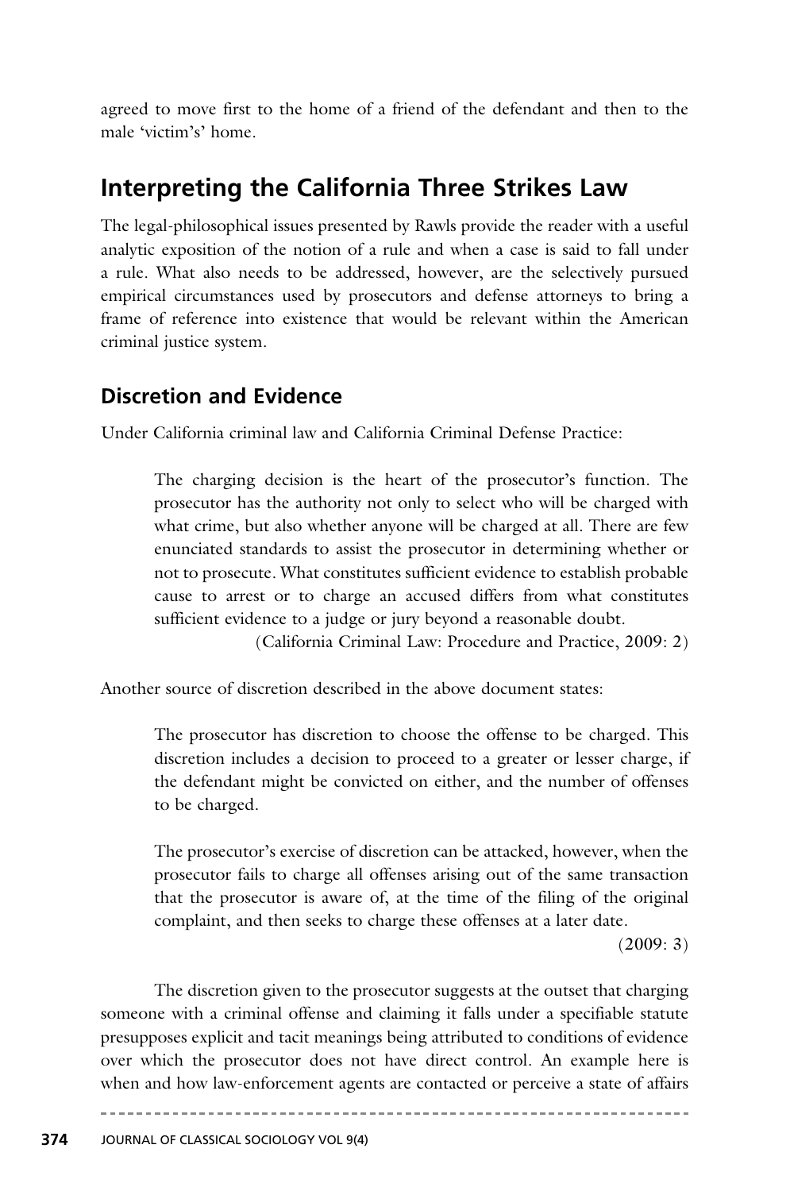agreed to move first to the home of a friend of the defendant and then to the male 'victim's' home.

## Interpreting the California Three Strikes Law

The legal-philosophical issues presented by Rawls provide the reader with a useful analytic exposition of the notion of a rule and when a case is said to fall under a rule. What also needs to be addressed, however, are the selectively pursued empirical circumstances used by prosecutors and defense attorneys to bring a frame of reference into existence that would be relevant within the American criminal justice system.

### Discretion and Evidence

Under California criminal law and California Criminal Defense Practice:

> The charging decision is the heart of the prosecutor's function. The prosecutor has the authority not only to select who will be charged with what crime, but also whether anyone will be charged at all. There are few enunciated standards to assist the prosecutor in determining whether or not to prosecute. What constitutes sufficient evidence to establish probable cause to arrest or to charge an accused differs from what constitutes sufficient evidence to a judge or jury beyond a reasonable doubt.
>
> (California Criminal Law: Procedure and Practice, 2009: 2)

Another source of discretion described in the above document states:

> The prosecutor has discretion to choose the offense to be charged. This discretion includes a decision to proceed to a greater or lesser charge, if the defendant might be convicted on either, and the number of offenses to be charged.
>
> The prosecutor's exercise of discretion can be attacked, however, when the prosecutor fails to charge all offenses arising out of the same transaction that the prosecutor is aware of, at the time of the filing of the original complaint, and then seeks to charge these offenses at a later date.
>
> (2009: 3)

The discretion given to the prosecutor suggests at the outset that charging someone with a criminal offense and claiming it falls under a specifiable statute presupposes explicit and tacit meanings being attributed to conditions of evidence over which the prosecutor does not have direct control. An example here is when and how law-enforcement agents are contacted or perceive a state of affairs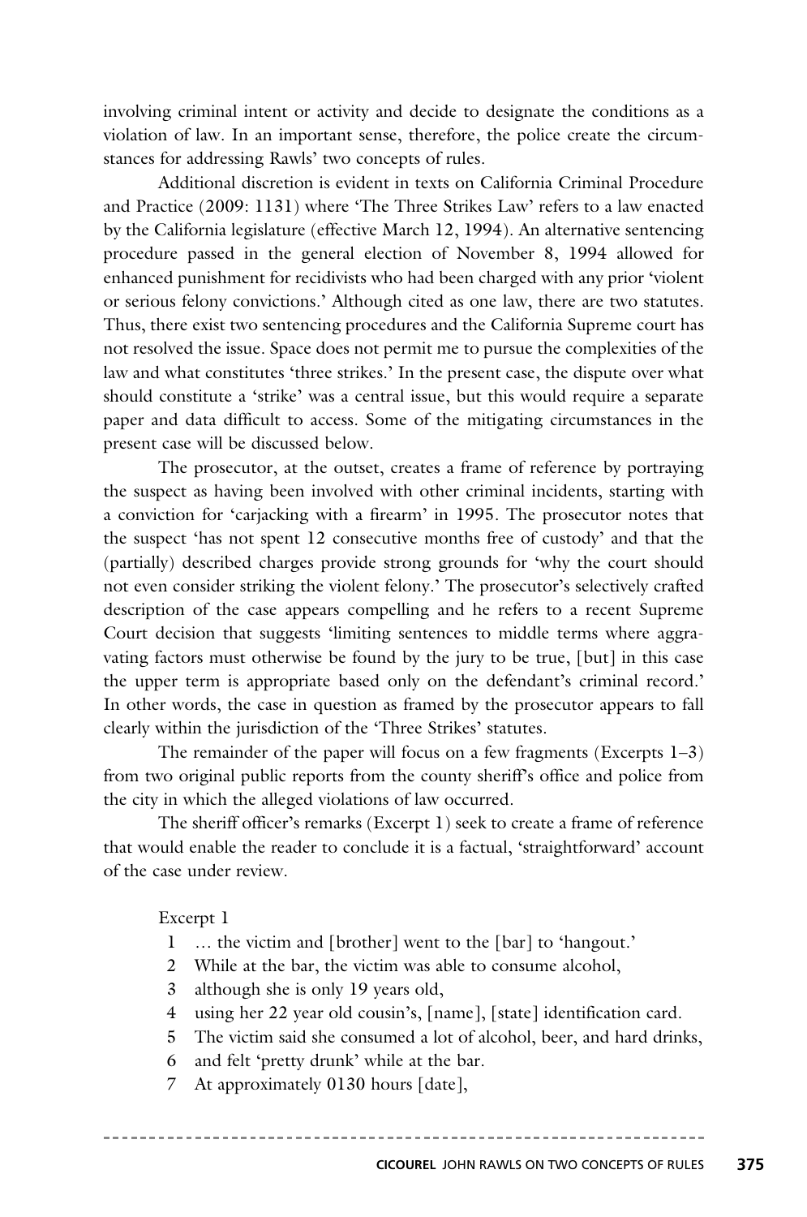involving criminal intent or activity and decide to designate the conditions as a violation of law. In an important sense, therefore, the police create the circumstances for addressing Rawls' two concepts of rules.

Additional discretion is evident in texts on California Criminal Procedure and Practice (2009: 1131) where 'The Three Strikes Law' refers to a law enacted by the California legislature (effective March 12, 1994). An alternative sentencing procedure passed in the general election of November 8, 1994 allowed for enhanced punishment for recidivists who had been charged with any prior 'violent or serious felony convictions.' Although cited as one law, there are two statutes. Thus, there exist two sentencing procedures and the California Supreme court has not resolved the issue. Space does not permit me to pursue the complexities of the law and what constitutes 'three strikes.' In the present case, the dispute over what should constitute a 'strike' was a central issue, but this would require a separate paper and data difficult to access. Some of the mitigating circumstances in the present case will be discussed below.

The prosecutor, at the outset, creates a frame of reference by portraying the suspect as having been involved with other criminal incidents, starting with a conviction for 'carjacking with a firearm' in 1995. The prosecutor notes that the suspect 'has not spent 12 consecutive months free of custody' and that the (partially) described charges provide strong grounds for 'why the court should not even consider striking the violent felony.' The prosecutor's selectively crafted description of the case appears compelling and he refers to a recent Supreme Court decision that suggests 'limiting sentences to middle terms where aggravating factors must otherwise be found by the jury to be true, [but] in this case the upper term is appropriate based only on the defendant's criminal record.' In other words, the case in question as framed by the prosecutor appears to fall clearly within the jurisdiction of the 'Three Strikes' statutes.

The remainder of the paper will focus on a few fragments (Excerpts 1–3) from two original public reports from the county sheriff's office and police from the city in which the alleged violations of law occurred.

The sheriff officer's remarks (Excerpt 1) seek to create a frame of reference that would enable the reader to conclude it is a factual, 'straightforward' account of the case under review.

Excerpt 1

1 … the victim and [brother] went to the [bar] to 'hangout.'
2 While at the bar, the victim was able to consume alcohol,
3 although she is only 19 years old,
4 using her 22 year old cousin's, [name], [state] identification card.
5 The victim said she consumed a lot of alcohol, beer, and hard drinks,
6 and felt 'pretty drunk' while at the bar.
7 At approximately 0130 hours [date],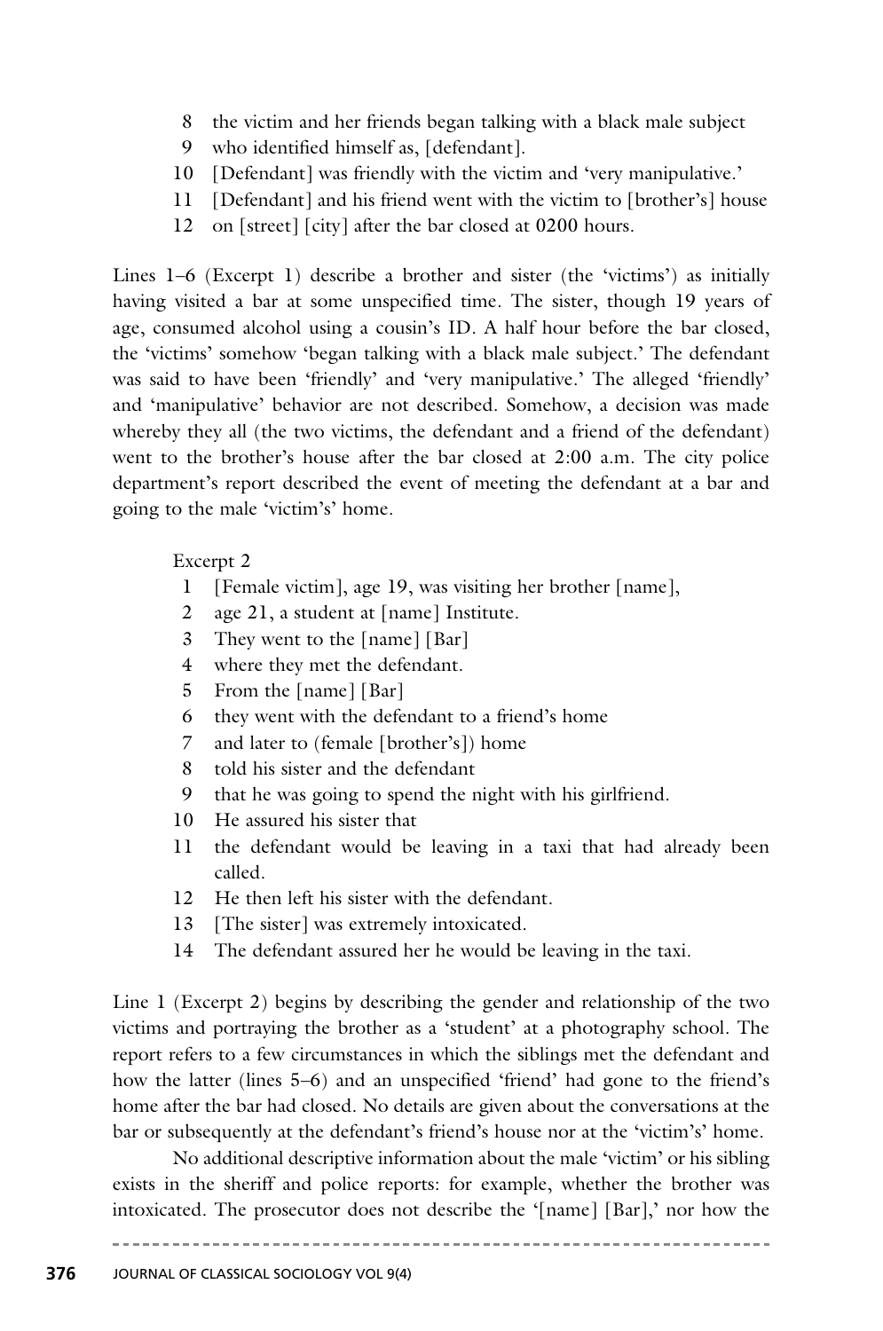8 the victim and her friends began talking with a black male subject
9 who identified himself as, [defendant].
10 [Defendant] was friendly with the victim and 'very manipulative.'
11 [Defendant] and his friend went with the victim to [brother's] house
12 on [street] [city] after the bar closed at 0200 hours.

Lines 1–6 (Excerpt 1) describe a brother and sister (the 'victims') as initially having visited a bar at some unspecified time. The sister, though 19 years of age, consumed alcohol using a cousin's ID. A half hour before the bar closed, the 'victims' somehow 'began talking with a black male subject.' The defendant was said to have been 'friendly' and 'very manipulative.' The alleged 'friendly' and 'manipulative' behavior are not described. Somehow, a decision was made whereby they all (the two victims, the defendant and a friend of the defendant) went to the brother's house after the bar closed at 2:00 a.m. The city police department's report described the event of meeting the defendant at a bar and going to the male 'victim's' home.

Excerpt 2

1 [Female victim], age 19, was visiting her brother [name],
2 age 21, a student at [name] Institute.
3 They went to the [name] [Bar]
4 where they met the defendant.
5 From the [name] [Bar]
6 they went with the defendant to a friend's home
7 and later to (female [brother's]) home
8 told his sister and the defendant
9 that he was going to spend the night with his girlfriend.
10 He assured his sister that
11 the defendant would be leaving in a taxi that had already been called.
12 He then left his sister with the defendant.
13 [The sister] was extremely intoxicated.
14 The defendant assured her he would be leaving in the taxi.

Line 1 (Excerpt 2) begins by describing the gender and relationship of the two victims and portraying the brother as a 'student' at a photography school. The report refers to a few circumstances in which the siblings met the defendant and how the latter (lines 5–6) and an unspecified 'friend' had gone to the friend's home after the bar had closed. No details are given about the conversations at the bar or subsequently at the defendant's friend's house nor at the 'victim's' home.

No additional descriptive information about the male 'victim' or his sibling exists in the sheriff and police reports: for example, whether the brother was intoxicated. The prosecutor does not describe the '[name] [Bar],' nor how the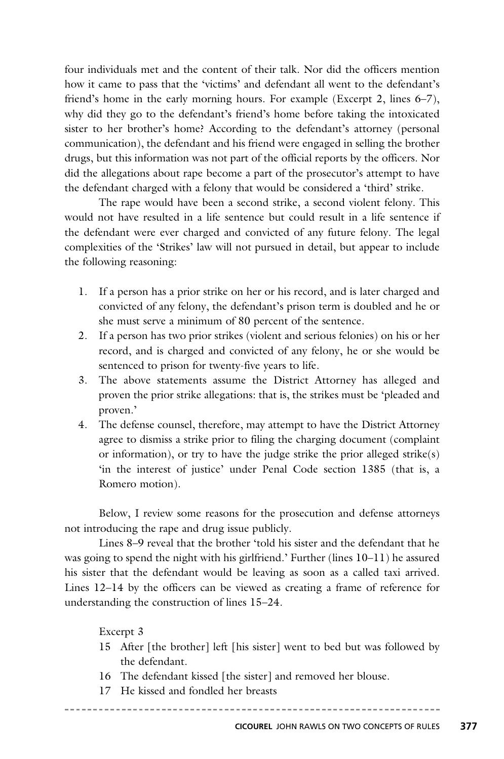four individuals met and the content of their talk. Nor did the officers mention how it came to pass that the 'victims' and defendant all went to the defendant's friend's home in the early morning hours. For example (Excerpt 2, lines 6–7), why did they go to the defendant's friend's home before taking the intoxicated sister to her brother's home? According to the defendant's attorney (personal communication), the defendant and his friend were engaged in selling the brother drugs, but this information was not part of the official reports by the officers. Nor did the allegations about rape become a part of the prosecutor's attempt to have the defendant charged with a felony that would be considered a 'third' strike.

The rape would have been a second strike, a second violent felony. This would not have resulted in a life sentence but could result in a life sentence if the defendant were ever charged and convicted of any future felony. The legal complexities of the 'Strikes' law will not pursued in detail, but appear to include the following reasoning:

1. If a person has a prior strike on her or his record, and is later charged and convicted of any felony, the defendant's prison term is doubled and he or she must serve a minimum of 80 percent of the sentence.
2. If a person has two prior strikes (violent and serious felonies) on his or her record, and is charged and convicted of any felony, he or she would be sentenced to prison for twenty-five years to life.
3. The above statements assume the District Attorney has alleged and proven the prior strike allegations: that is, the strikes must be 'pleaded and proven.'
4. The defense counsel, therefore, may attempt to have the District Attorney agree to dismiss a strike prior to filing the charging document (complaint or information), or try to have the judge strike the prior alleged strike(s) 'in the interest of justice' under Penal Code section 1385 (that is, a Romero motion).

Below, I review some reasons for the prosecution and defense attorneys not introducing the rape and drug issue publicly.

Lines 8–9 reveal that the brother 'told his sister and the defendant that he was going to spend the night with his girlfriend.' Further (lines 10–11) he assured his sister that the defendant would be leaving as soon as a called taxi arrived. Lines 12–14 by the officers can be viewed as creating a frame of reference for understanding the construction of lines 15–24.

Excerpt 3

15 After [the brother] left [his sister] went to bed but was followed by the defendant.

16 The defendant kissed [the sister] and removed her blouse.

17 He kissed and fondled her breasts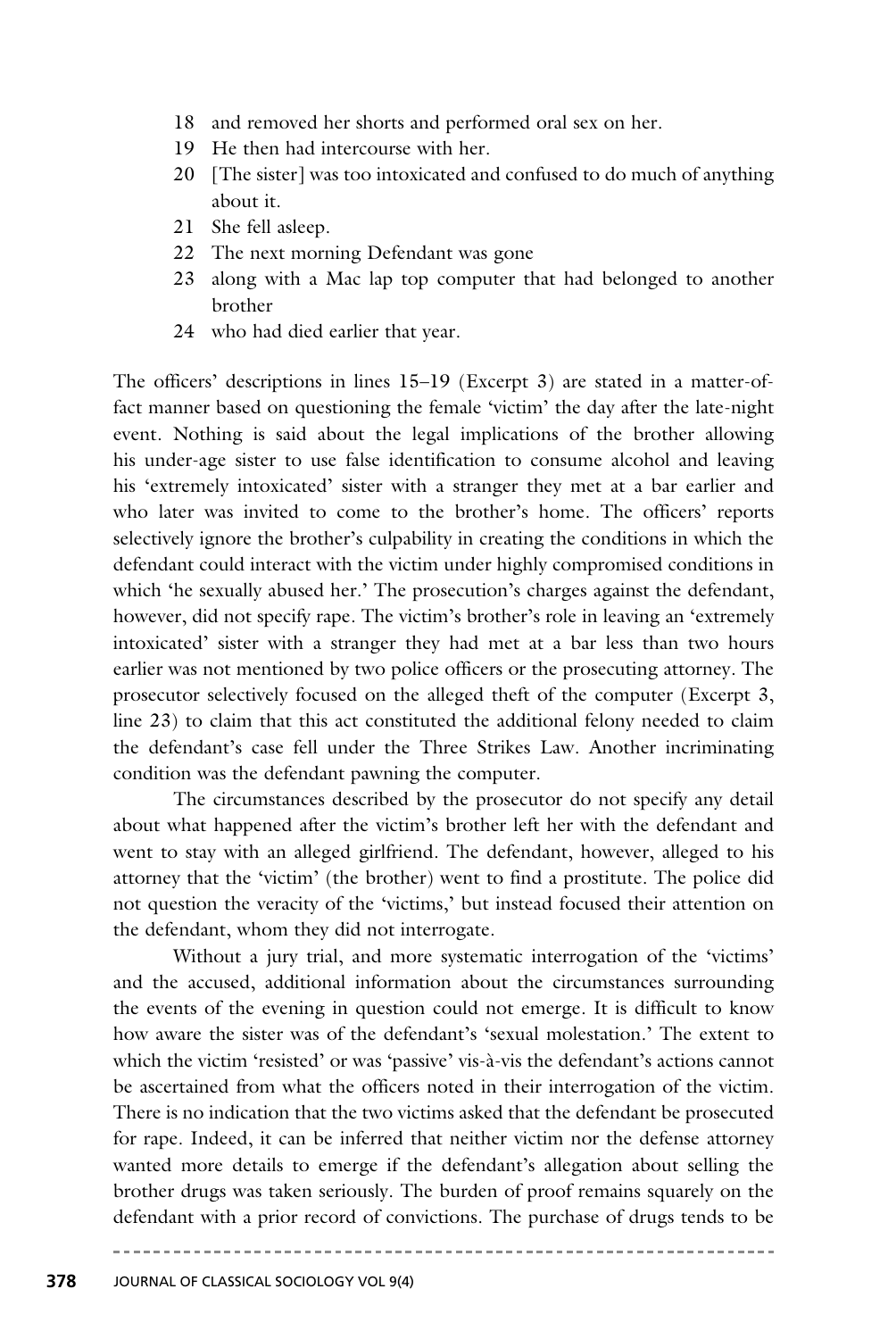18 and removed her shorts and performed oral sex on her.
19 He then had intercourse with her.
20 [The sister] was too intoxicated and confused to do much of anything about it.
21 She fell asleep.
22 The next morning Defendant was gone
23 along with a Mac lap top computer that had belonged to another brother
24 who had died earlier that year.

The officers' descriptions in lines 15–19 (Excerpt 3) are stated in a matter-of-fact manner based on questioning the female 'victim' the day after the late-night event. Nothing is said about the legal implications of the brother allowing his under-age sister to use false identification to consume alcohol and leaving his 'extremely intoxicated' sister with a stranger they met at a bar earlier and who later was invited to come to the brother's home. The officers' reports selectively ignore the brother's culpability in creating the conditions in which the defendant could interact with the victim under highly compromised conditions in which 'he sexually abused her.' The prosecution's charges against the defendant, however, did not specify rape. The victim's brother's role in leaving an 'extremely intoxicated' sister with a stranger they had met at a bar less than two hours earlier was not mentioned by two police officers or the prosecuting attorney. The prosecutor selectively focused on the alleged theft of the computer (Excerpt 3, line 23) to claim that this act constituted the additional felony needed to claim the defendant's case fell under the Three Strikes Law. Another incriminating condition was the defendant pawning the computer.

The circumstances described by the prosecutor do not specify any detail about what happened after the victim's brother left her with the defendant and went to stay with an alleged girlfriend. The defendant, however, alleged to his attorney that the 'victim' (the brother) went to find a prostitute. The police did not question the veracity of the 'victims,' but instead focused their attention on the defendant, whom they did not interrogate.

Without a jury trial, and more systematic interrogation of the 'victims' and the accused, additional information about the circumstances surrounding the events of the evening in question could not emerge. It is difficult to know how aware the sister was of the defendant's 'sexual molestation.' The extent to which the victim 'resisted' or was 'passive' vis-à-vis the defendant's actions cannot be ascertained from what the officers noted in their interrogation of the victim. There is no indication that the two victims asked that the defendant be prosecuted for rape. Indeed, it can be inferred that neither victim nor the defense attorney wanted more details to emerge if the defendant's allegation about selling the brother drugs was taken seriously. The burden of proof remains squarely on the defendant with a prior record of convictions. The purchase of drugs tends to be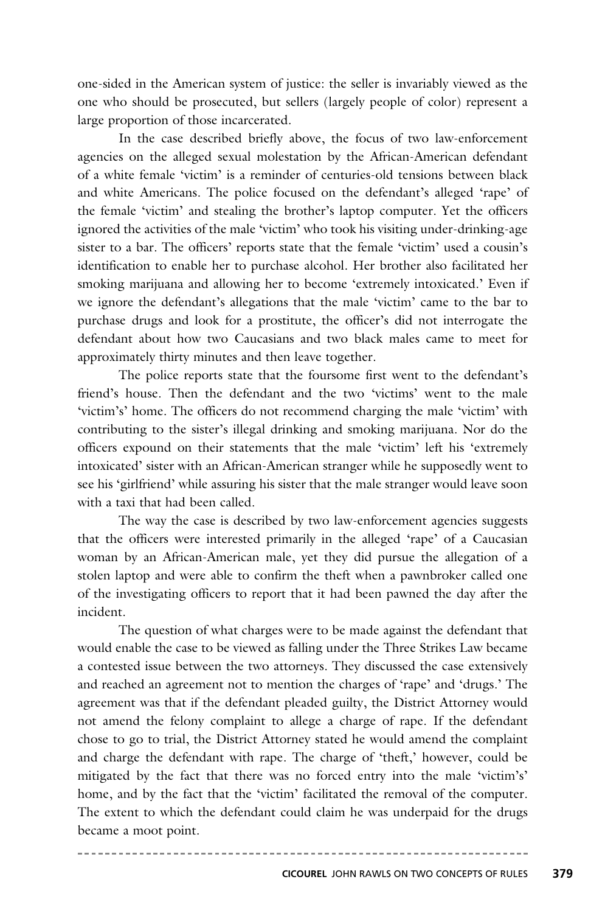one-sided in the American system of justice: the seller is invariably viewed as the one who should be prosecuted, but sellers (largely people of color) represent a large proportion of those incarcerated.

In the case described briefly above, the focus of two law-enforcement agencies on the alleged sexual molestation by the African-American defendant of a white female 'victim' is a reminder of centuries-old tensions between black and white Americans. The police focused on the defendant's alleged 'rape' of the female 'victim' and stealing the brother's laptop computer. Yet the officers ignored the activities of the male 'victim' who took his visiting under-drinking-age sister to a bar. The officers' reports state that the female 'victim' used a cousin's identification to enable her to purchase alcohol. Her brother also facilitated her smoking marijuana and allowing her to become 'extremely intoxicated.' Even if we ignore the defendant's allegations that the male 'victim' came to the bar to purchase drugs and look for a prostitute, the officer's did not interrogate the defendant about how two Caucasians and two black males came to meet for approximately thirty minutes and then leave together.

The police reports state that the foursome first went to the defendant's friend's house. Then the defendant and the two 'victims' went to the male 'victim's' home. The officers do not recommend charging the male 'victim' with contributing to the sister's illegal drinking and smoking marijuana. Nor do the officers expound on their statements that the male 'victim' left his 'extremely intoxicated' sister with an African-American stranger while he supposedly went to see his 'girlfriend' while assuring his sister that the male stranger would leave soon with a taxi that had been called.

The way the case is described by two law-enforcement agencies suggests that the officers were interested primarily in the alleged 'rape' of a Caucasian woman by an African-American male, yet they did pursue the allegation of a stolen laptop and were able to confirm the theft when a pawnbroker called one of the investigating officers to report that it had been pawned the day after the incident.

The question of what charges were to be made against the defendant that would enable the case to be viewed as falling under the Three Strikes Law became a contested issue between the two attorneys. They discussed the case extensively and reached an agreement not to mention the charges of 'rape' and 'drugs.' The agreement was that if the defendant pleaded guilty, the District Attorney would not amend the felony complaint to allege a charge of rape. If the defendant chose to go to trial, the District Attorney stated he would amend the complaint and charge the defendant with rape. The charge of 'theft,' however, could be mitigated by the fact that there was no forced entry into the male 'victim's' home, and by the fact that the 'victim' facilitated the removal of the computer. The extent to which the defendant could claim he was underpaid for the drugs became a moot point.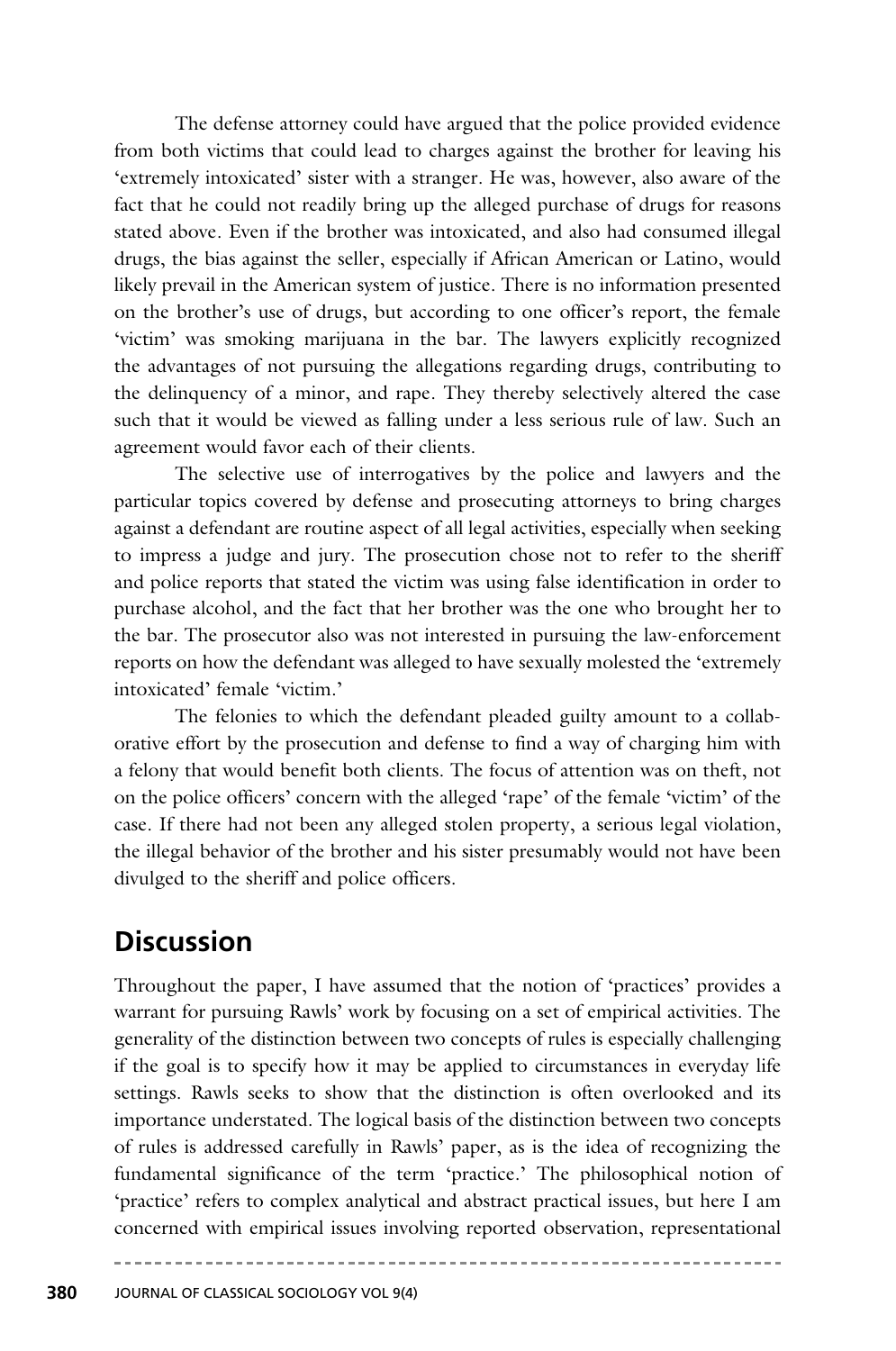The defense attorney could have argued that the police provided evidence from both victims that could lead to charges against the brother for leaving his 'extremely intoxicated' sister with a stranger. He was, however, also aware of the fact that he could not readily bring up the alleged purchase of drugs for reasons stated above. Even if the brother was intoxicated, and also had consumed illegal drugs, the bias against the seller, especially if African American or Latino, would likely prevail in the American system of justice. There is no information presented on the brother's use of drugs, but according to one officer's report, the female 'victim' was smoking marijuana in the bar. The lawyers explicitly recognized the advantages of not pursuing the allegations regarding drugs, contributing to the delinquency of a minor, and rape. They thereby selectively altered the case such that it would be viewed as falling under a less serious rule of law. Such an agreement would favor each of their clients.

The selective use of interrogatives by the police and lawyers and the particular topics covered by defense and prosecuting attorneys to bring charges against a defendant are routine aspect of all legal activities, especially when seeking to impress a judge and jury. The prosecution chose not to refer to the sheriff and police reports that stated the victim was using false identification in order to purchase alcohol, and the fact that her brother was the one who brought her to the bar. The prosecutor also was not interested in pursuing the law-enforcement reports on how the defendant was alleged to have sexually molested the 'extremely intoxicated' female 'victim.'

The felonies to which the defendant pleaded guilty amount to a collaborative effort by the prosecution and defense to find a way of charging him with a felony that would benefit both clients. The focus of attention was on theft, not on the police officers' concern with the alleged 'rape' of the female 'victim' of the case. If there had not been any alleged stolen property, a serious legal violation, the illegal behavior of the brother and his sister presumably would not have been divulged to the sheriff and police officers.

## Discussion

Throughout the paper, I have assumed that the notion of 'practices' provides a warrant for pursuing Rawls' work by focusing on a set of empirical activities. The generality of the distinction between two concepts of rules is especially challenging if the goal is to specify how it may be applied to circumstances in everyday life settings. Rawls seeks to show that the distinction is often overlooked and its importance understated. The logical basis of the distinction between two concepts of rules is addressed carefully in Rawls' paper, as is the idea of recognizing the fundamental significance of the term 'practice.' The philosophical notion of 'practice' refers to complex analytical and abstract practical issues, but here I am concerned with empirical issues involving reported observation, representational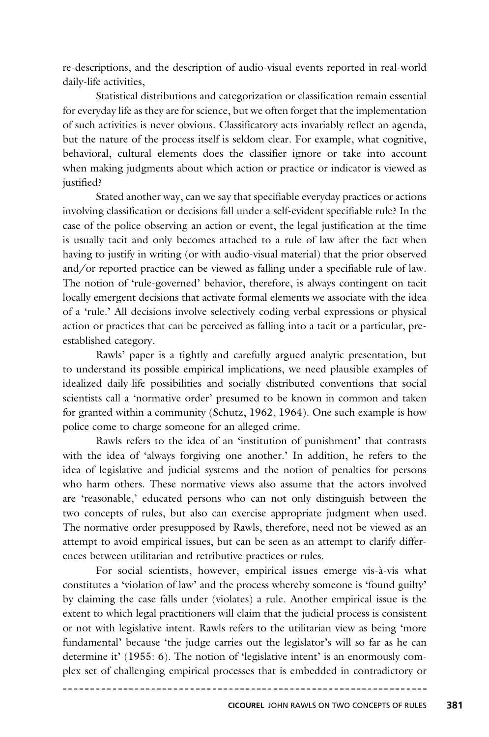re-descriptions, and the description of audio-visual events reported in real-world daily-life activities,

Statistical distributions and categorization or classification remain essential for everyday life as they are for science, but we often forget that the implementation of such activities is never obvious. Classificatory acts invariably reflect an agenda, but the nature of the process itself is seldom clear. For example, what cognitive, behavioral, cultural elements does the classifier ignore or take into account when making judgments about which action or practice or indicator is viewed as justified?

Stated another way, can we say that specifiable everyday practices or actions involving classification or decisions fall under a self-evident specifiable rule? In the case of the police observing an action or event, the legal justification at the time is usually tacit and only becomes attached to a rule of law after the fact when having to justify in writing (or with audio-visual material) that the prior observed and/or reported practice can be viewed as falling under a specifiable rule of law. The notion of 'rule-governed' behavior, therefore, is always contingent on tacit locally emergent decisions that activate formal elements we associate with the idea of a 'rule.' All decisions involve selectively coding verbal expressions or physical action or practices that can be perceived as falling into a tacit or a particular, pre-established category.

Rawls' paper is a tightly and carefully argued analytic presentation, but to understand its possible empirical implications, we need plausible examples of idealized daily-life possibilities and socially distributed conventions that social scientists call a 'normative order' presumed to be known in common and taken for granted within a community (Schutz, 1962, 1964). One such example is how police come to charge someone for an alleged crime.

Rawls refers to the idea of an 'institution of punishment' that contrasts with the idea of 'always forgiving one another.' In addition, he refers to the idea of legislative and judicial systems and the notion of penalties for persons who harm others. These normative views also assume that the actors involved are 'reasonable,' educated persons who can not only distinguish between the two concepts of rules, but also can exercise appropriate judgment when used. The normative order presupposed by Rawls, therefore, need not be viewed as an attempt to avoid empirical issues, but can be seen as an attempt to clarify differences between utilitarian and retributive practices or rules.

For social scientists, however, empirical issues emerge vis-à-vis what constitutes a 'violation of law' and the process whereby someone is 'found guilty' by claiming the case falls under (violates) a rule. Another empirical issue is the extent to which legal practitioners will claim that the judicial process is consistent or not with legislative intent. Rawls refers to the utilitarian view as being 'more fundamental' because 'the judge carries out the legislator's will so far as he can determine it' (1955: 6). The notion of 'legislative intent' is an enormously complex set of challenging empirical processes that is embedded in contradictory or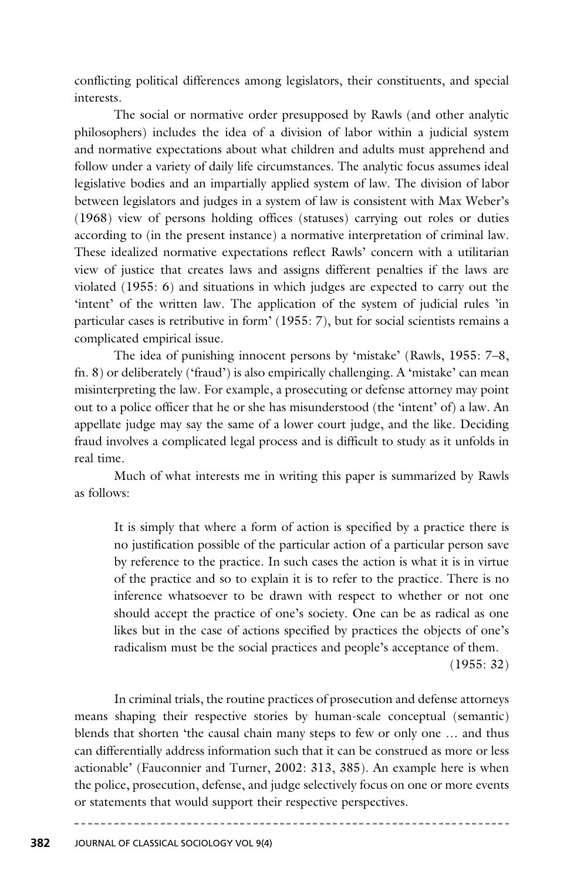conflicting political differences among legislators, their constituents, and special interests.

The social or normative order presupposed by Rawls (and other analytic philosophers) includes the idea of a division of labor within a judicial system and normative expectations about what children and adults must apprehend and follow under a variety of daily life circumstances. The analytic focus assumes ideal legislative bodies and an impartially applied system of law. The division of labor between legislators and judges in a system of law is consistent with Max Weber's (1968) view of persons holding offices (statuses) carrying out roles or duties according to (in the present instance) a normative interpretation of criminal law. These idealized normative expectations reflect Rawls' concern with a utilitarian view of justice that creates laws and assigns different penalties if the laws are violated (1955: 6) and situations in which judges are expected to carry out the 'intent' of the written law. The application of the system of judicial rules 'in particular cases is retributive in form' (1955: 7), but for social scientists remains a complicated empirical issue.

The idea of punishing innocent persons by 'mistake' (Rawls, 1955: 7–8, fn. 8) or deliberately ('fraud') is also empirically challenging. A 'mistake' can mean misinterpreting the law. For example, a prosecuting or defense attorney may point out to a police officer that he or she has misunderstood (the 'intent' of) a law. An appellate judge may say the same of a lower court judge, and the like. Deciding fraud involves a complicated legal process and is difficult to study as it unfolds in real time.

Much of what interests me in writing this paper is summarized by Rawls as follows:

> It is simply that where a form of action is specified by a practice there is no justification possible of the particular action of a particular person save by reference to the practice. In such cases the action is what it is in virtue of the practice and so to explain it is to refer to the practice. There is no inference whatsoever to be drawn with respect to whether or not one should accept the practice of one's society. One can be as radical as one likes but in the case of actions specified by practices the objects of one's radicalism must be the social practices and people's acceptance of them.
>
> (1955: 32)

In criminal trials, the routine practices of prosecution and defense attorneys means shaping their respective stories by human-scale conceptual (semantic) blends that shorten 'the causal chain many steps to few or only one … and thus can differentially address information such that it can be construed as more or less actionable' (Fauconnier and Turner, 2002: 313, 385). An example here is when the police, prosecution, defense, and judge selectively focus on one or more events or statements that would support their respective perspectives.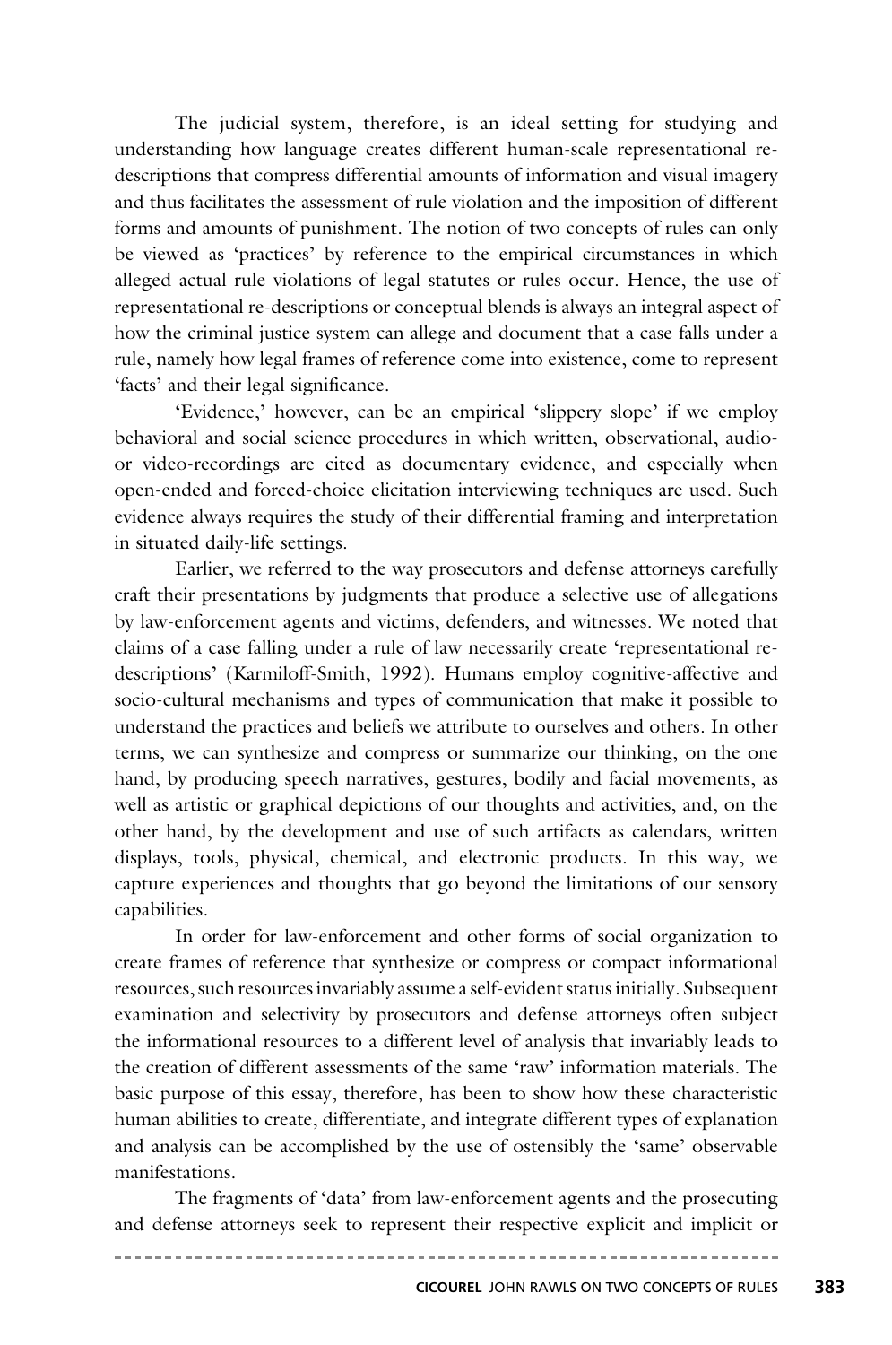The judicial system, therefore, is an ideal setting for studying and understanding how language creates different human-scale representational re-descriptions that compress differential amounts of information and visual imagery and thus facilitates the assessment of rule violation and the imposition of different forms and amounts of punishment. The notion of two concepts of rules can only be viewed as 'practices' by reference to the empirical circumstances in which alleged actual rule violations of legal statutes or rules occur. Hence, the use of representational re-descriptions or conceptual blends is always an integral aspect of how the criminal justice system can allege and document that a case falls under a rule, namely how legal frames of reference come into existence, come to represent 'facts' and their legal significance.

'Evidence,' however, can be an empirical 'slippery slope' if we employ behavioral and social science procedures in which written, observational, audio- or video-recordings are cited as documentary evidence, and especially when open-ended and forced-choice elicitation interviewing techniques are used. Such evidence always requires the study of their differential framing and interpretation in situated daily-life settings.

Earlier, we referred to the way prosecutors and defense attorneys carefully craft their presentations by judgments that produce a selective use of allegations by law-enforcement agents and victims, defenders, and witnesses. We noted that claims of a case falling under a rule of law necessarily create 'representational re-descriptions' (Karmiloff-Smith, 1992). Humans employ cognitive-affective and socio-cultural mechanisms and types of communication that make it possible to understand the practices and beliefs we attribute to ourselves and others. In other terms, we can synthesize and compress or summarize our thinking, on the one hand, by producing speech narratives, gestures, bodily and facial movements, as well as artistic or graphical depictions of our thoughts and activities, and, on the other hand, by the development and use of such artifacts as calendars, written displays, tools, physical, chemical, and electronic products. In this way, we capture experiences and thoughts that go beyond the limitations of our sensory capabilities.

In order for law-enforcement and other forms of social organization to create frames of reference that synthesize or compress or compact informational resources, such resources invariably assume a self-evident status initially. Subsequent examination and selectivity by prosecutors and defense attorneys often subject the informational resources to a different level of analysis that invariably leads to the creation of different assessments of the same 'raw' information materials. The basic purpose of this essay, therefore, has been to show how these characteristic human abilities to create, differentiate, and integrate different types of explanation and analysis can be accomplished by the use of ostensibly the 'same' observable manifestations.

The fragments of 'data' from law-enforcement agents and the prosecuting and defense attorneys seek to represent their respective explicit and implicit or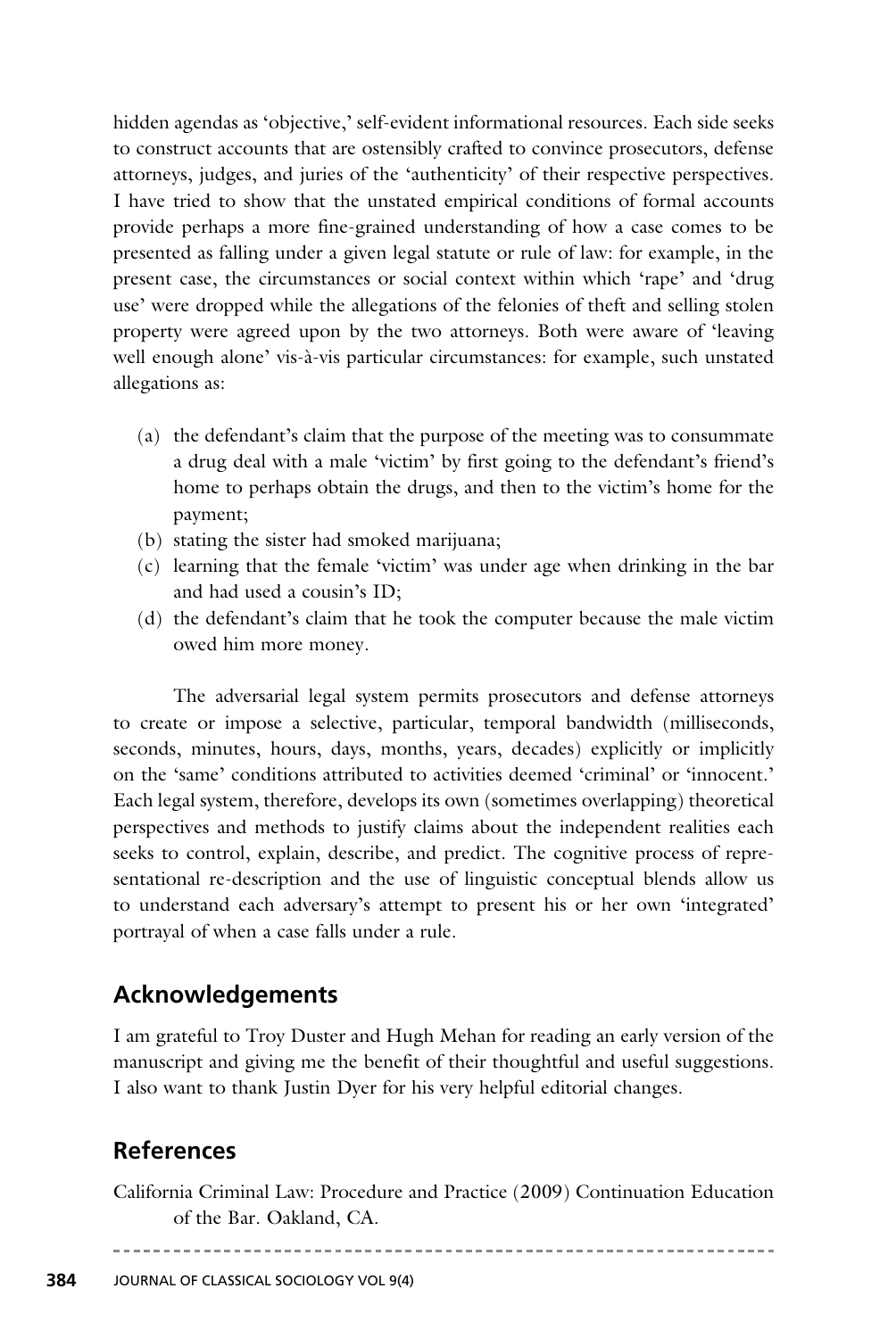hidden agendas as 'objective,' self-evident informational resources. Each side seeks to construct accounts that are ostensibly crafted to convince prosecutors, defense attorneys, judges, and juries of the 'authenticity' of their respective perspectives. I have tried to show that the unstated empirical conditions of formal accounts provide perhaps a more fine-grained understanding of how a case comes to be presented as falling under a given legal statute or rule of law: for example, in the present case, the circumstances or social context within which 'rape' and 'drug use' were dropped while the allegations of the felonies of theft and selling stolen property were agreed upon by the two attorneys. Both were aware of 'leaving well enough alone' vis-à-vis particular circumstances: for example, such unstated allegations as:

(a) the defendant's claim that the purpose of the meeting was to consummate a drug deal with a male 'victim' by first going to the defendant's friend's home to perhaps obtain the drugs, and then to the victim's home for the payment;
(b) stating the sister had smoked marijuana;
(c) learning that the female 'victim' was under age when drinking in the bar and had used a cousin's ID;
(d) the defendant's claim that he took the computer because the male victim owed him more money.

The adversarial legal system permits prosecutors and defense attorneys to create or impose a selective, particular, temporal bandwidth (milliseconds, seconds, minutes, hours, days, months, years, decades) explicitly or implicitly on the 'same' conditions attributed to activities deemed 'criminal' or 'innocent.' Each legal system, therefore, develops its own (sometimes overlapping) theoretical perspectives and methods to justify claims about the independent realities each seeks to control, explain, describe, and predict. The cognitive process of representational re-description and the use of linguistic conceptual blends allow us to understand each adversary's attempt to present his or her own 'integrated' portrayal of when a case falls under a rule.

## Acknowledgements

I am grateful to Troy Duster and Hugh Mehan for reading an early version of the manuscript and giving me the benefit of their thoughtful and useful suggestions. I also want to thank Justin Dyer for his very helpful editorial changes.

## References

California Criminal Law: Procedure and Practice (2009) Continuation Education of the Bar. Oakland, CA.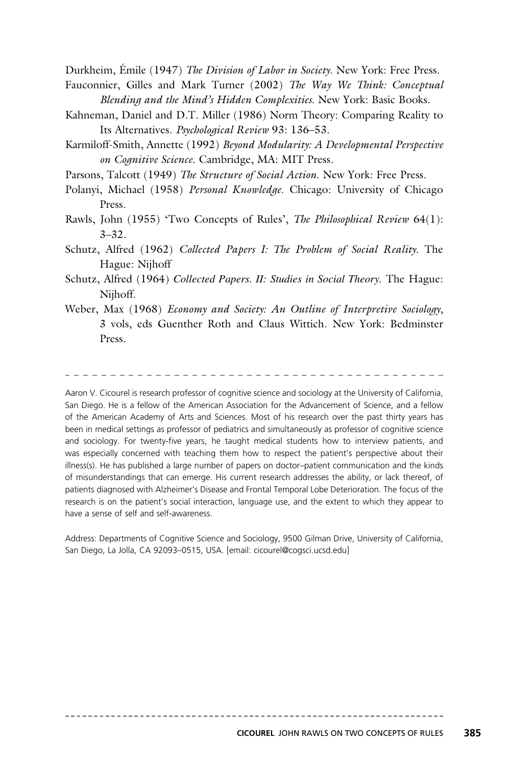Durkheim, Émile (1947) *The Division of Labor in Society*. New York: Free Press.

Fauconnier, Gilles and Mark Turner (2002) *The Way We Think: Conceptual Blending and the Mind's Hidden Complexities*. New York: Basic Books.

Kahneman, Daniel and D.T. Miller (1986) Norm Theory: Comparing Reality to Its Alternatives. *Psychological Review* 93: 136–53.

Karmiloff-Smith, Annette (1992) *Beyond Modularity: A Developmental Perspective on Cognitive Science*. Cambridge, MA: MIT Press.

Parsons, Talcott (1949) *The Structure of Social Action*. New York: Free Press.

Polanyi, Michael (1958) *Personal Knowledge*. Chicago: University of Chicago Press.

Rawls, John (1955) 'Two Concepts of Rules', *The Philosophical Review* 64(1): 3–32.

Schutz, Alfred (1962) *Collected Papers I: The Problem of Social Reality*. The Hague: Nijhoff

Schutz, Alfred (1964) *Collected Papers. II: Studies in Social Theory*. The Hague: Nijhoff.

Weber, Max (1968) *Economy and Society: An Outline of Interpretive Sociology*, 3 vols, eds Guenther Roth and Claus Wittich. New York: Bedminster Press.

---

Aaron V. Cicourel is research professor of cognitive science and sociology at the University of California, San Diego. He is a fellow of the American Association for the Advancement of Science, and a fellow of the American Academy of Arts and Sciences. Most of his research over the past thirty years has been in medical settings as professor of pediatrics and simultaneously as professor of cognitive science and sociology. For twenty-five years, he taught medical students how to interview patients, and was especially concerned with teaching them how to respect the patient's perspective about their illness(s). He has published a large number of papers on doctor–patient communication and the kinds of misunderstandings that can emerge. His current research addresses the ability, or lack thereof, of patients diagnosed with Alzheimer's Disease and Frontal Temporal Lobe Deterioration. The focus of the research is on the patient's social interaction, language use, and the extent to which they appear to have a sense of self and self-awareness.

Address: Departments of Cognitive Science and Sociology, 9500 Gilman Drive, University of California, San Diego, La Jolla, CA 92093–0515, USA. [email: cicourel@cogsci.ucsd.edu]